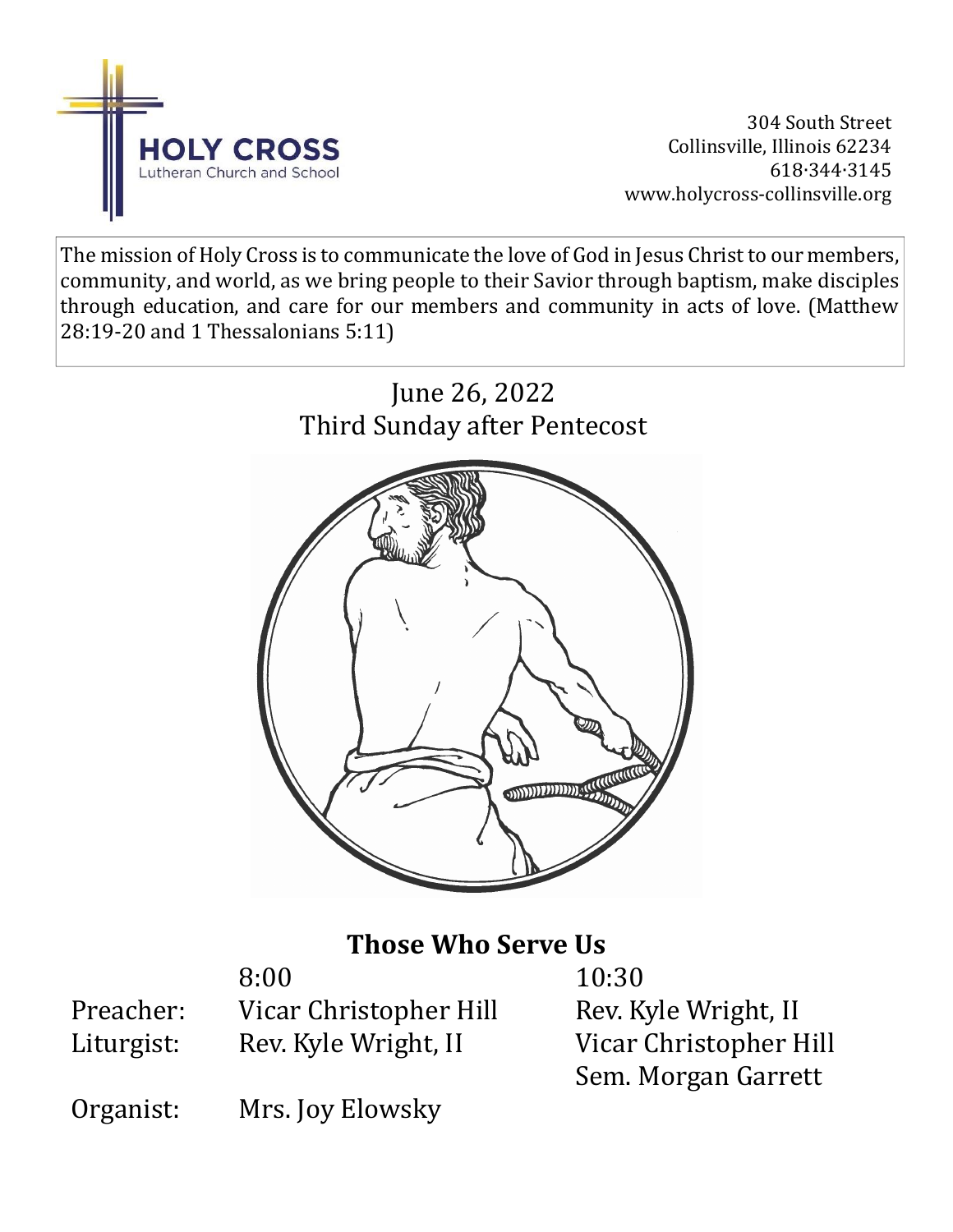**HOLY CROSS**
Lutheran Church and School

304 South Street
Collinsville, Illinois 62234
618·344·3145
www.holycross-collinsville.org

The mission of Holy Cross is to communicate the love of God in Jesus Christ to our members, community, and world, as we bring people to their Savior through baptism, make disciples through education, and care for our members and community in acts of love. (Matthew 28:19-20 and 1 Thessalonians 5:11)

June 26, 2022
Third Sunday after Pentecost

## Those Who Serve Us

| | 8:00 | 10:30 |
|---|---|---|
| Preacher: | Vicar Christopher Hill | Rev. Kyle Wright, II |
| Liturgist: | Rev. Kyle Wright, II | Vicar Christopher Hill<br>Sem. Morgan Garrett |
| Organist: | Mrs. Joy Elowsky | |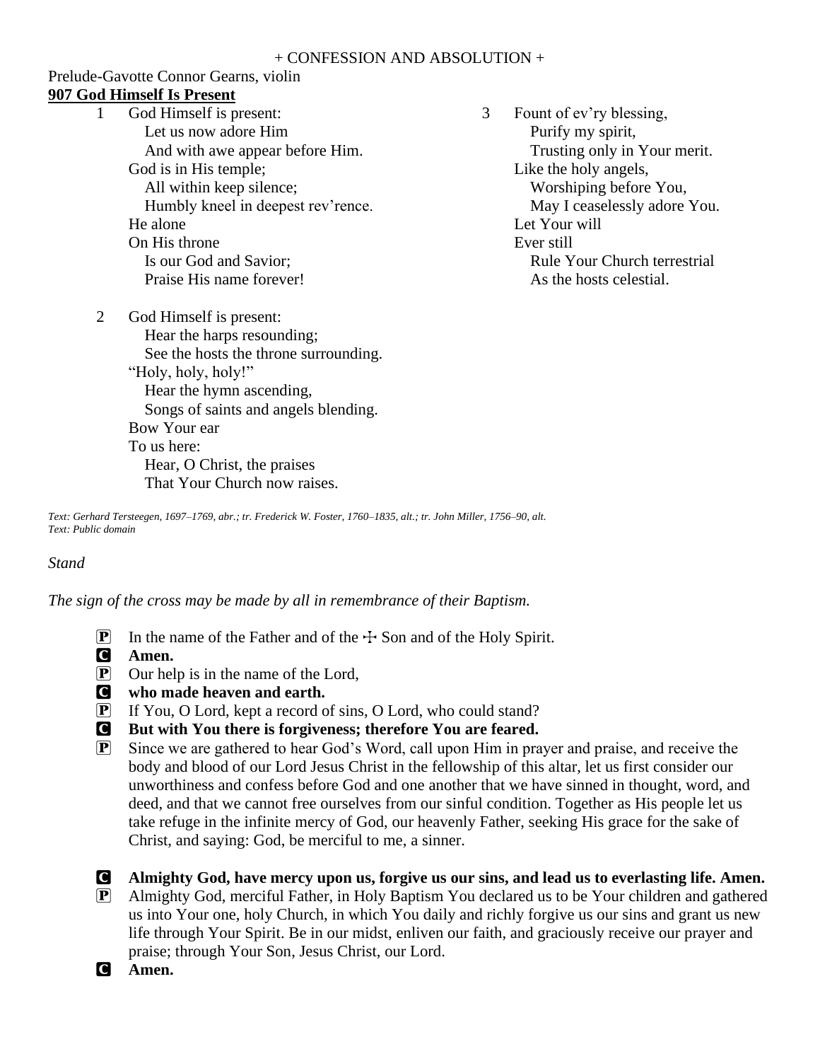+ CONFESSION AND ABSOLUTION +

Prelude-Gavotte Connor Gearns, violin

**907 God Himself Is Present**

1 God Himself is present:
  Let us now adore Him
  And with awe appear before Him.
God is in His temple;
  All within keep silence;
  Humbly kneel in deepest rev'rence.
He alone
On His throne
  Is our God and Savior;
  Praise His name forever!

2 God Himself is present:
  Hear the harps resounding;
  See the hosts the throne surrounding.
"Holy, holy, holy!"
  Hear the hymn ascending,
  Songs of saints and angels blending.
Bow Your ear
To us here:
  Hear, O Christ, the praises
  That Your Church now raises.

3 Fount of ev'ry blessing,
  Purify my spirit,
  Trusting only in Your merit.
Like the holy angels,
  Worshiping before You,
  May I ceaselessly adore You.
Let Your will
Ever still
  Rule Your Church terrestrial
  As the hosts celestial.

*Text: Gerhard Tersteegen, 1697–1769, abr.; tr. Frederick W. Foster, 1760–1835, alt.; tr. John Miller, 1756–90, alt.*
*Text: Public domain*

*Stand*

*The sign of the cross may be made by all in remembrance of their Baptism.*

P In the name of the Father and of the ☩ Son and of the Holy Spirit.

C **Amen.**

P Our help is in the name of the Lord,

C **who made heaven and earth.**

P If You, O Lord, kept a record of sins, O Lord, who could stand?

C **But with You there is forgiveness; therefore You are feared.**

P Since we are gathered to hear God's Word, call upon Him in prayer and praise, and receive the body and blood of our Lord Jesus Christ in the fellowship of this altar, let us first consider our unworthiness and confess before God and one another that we have sinned in thought, word, and deed, and that we cannot free ourselves from our sinful condition. Together as His people let us take refuge in the infinite mercy of God, our heavenly Father, seeking His grace for the sake of Christ, and saying: God, be merciful to me, a sinner.

C **Almighty God, have mercy upon us, forgive us our sins, and lead us to everlasting life. Amen.**

P Almighty God, merciful Father, in Holy Baptism You declared us to be Your children and gathered us into Your one, holy Church, in which You daily and richly forgive us our sins and grant us new life through Your Spirit. Be in our midst, enliven our faith, and graciously receive our prayer and praise; through Your Son, Jesus Christ, our Lord.

C **Amen.**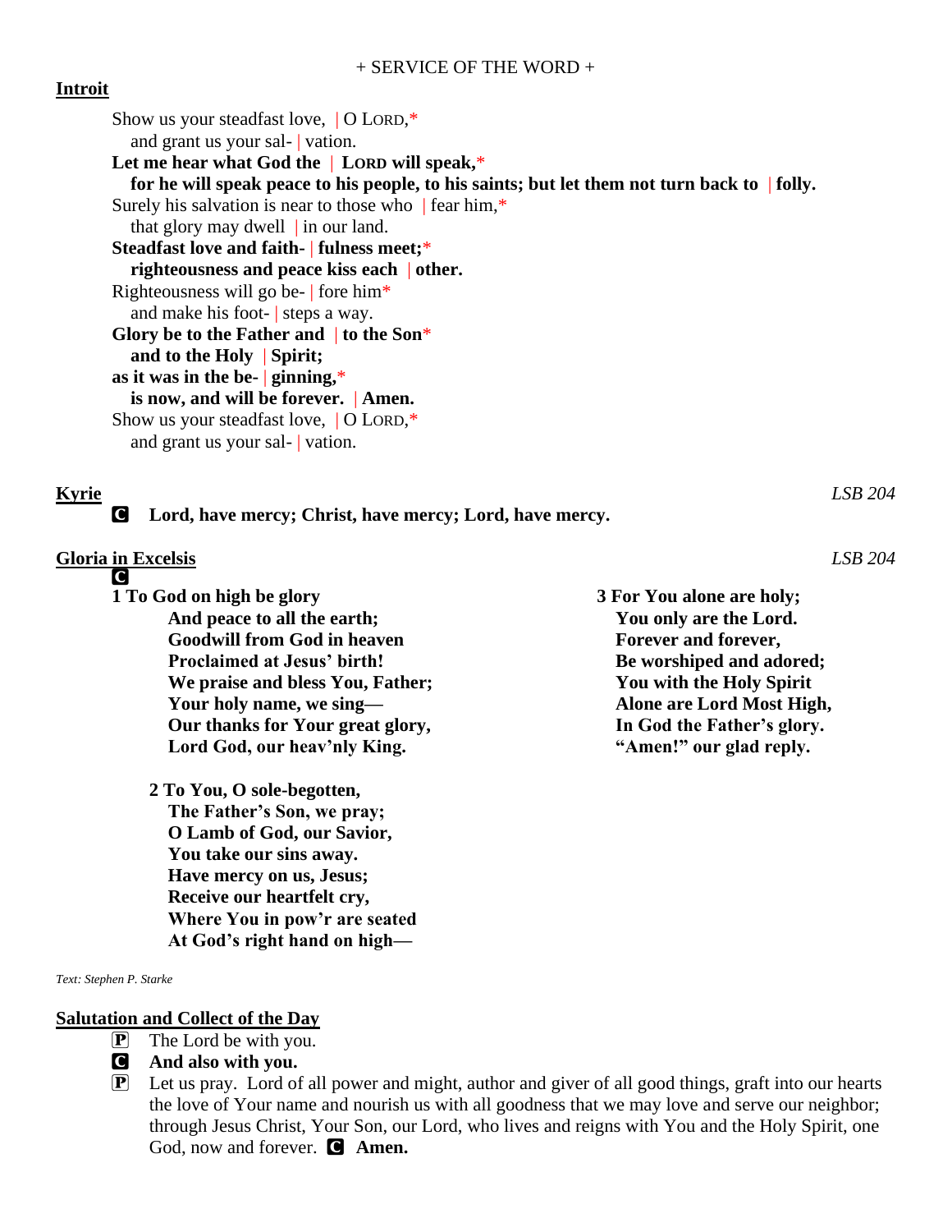+ SERVICE OF THE WORD +

**Introit**

Show us your steadfast love, | O LORD,*
and grant us your sal- | vation.
**Let me hear what God the | LORD will speak,***
**for he will speak peace to his people, to his saints; but let them not turn back to | folly.**
Surely his salvation is near to those who | fear him,*
that glory may dwell | in our land.
**Steadfast love and faith- | fulness meet;***
**righteousness and peace kiss each | other.**
Righteousness will go be- | fore him*
and make his foot- | steps a way.
**Glory be to the Father and | to the Son***
**and to the Holy | Spirit;**
**as it was in the be- | ginning,***
**is now, and will be forever. | Amen.**
Show us your steadfast love, | O LORD,*
and grant us your sal- | vation.

**Kyrie** *LSB 204*

C **Lord, have mercy; Christ, have mercy; Lord, have mercy.**

**Gloria in Excelsis** *LSB 204*

C
**1 To God on high be glory**
**And peace to all the earth;**
**Goodwill from God in heaven**
**Proclaimed at Jesus' birth!**
**We praise and bless You, Father;**
**Your holy name, we sing—**
**Our thanks for Your great glory,**
**Lord God, our heav'nly King.**

**2 To You, O sole-begotten,**
**The Father's Son, we pray;**
**O Lamb of God, our Savior,**
**You take our sins away.**
**Have mercy on us, Jesus;**
**Receive our heartfelt cry,**
**Where You in pow'r are seated**
**At God's right hand on high—**

**3 For You alone are holy;**
**You only are the Lord.**
**Forever and forever,**
**Be worshiped and adored;**
**You with the Holy Spirit**
**Alone are Lord Most High,**
**In God the Father's glory.**
**"Amen!" our glad reply.**

*Text: Stephen P. Starke*

**Salutation and Collect of the Day**

P The Lord be with you.
C **And also with you.**
P Let us pray. Lord of all power and might, author and giver of all good things, graft into our hearts the love of Your name and nourish us with all goodness that we may love and serve our neighbor; through Jesus Christ, Your Son, our Lord, who lives and reigns with You and the Holy Spirit, one God, now and forever. C **Amen.**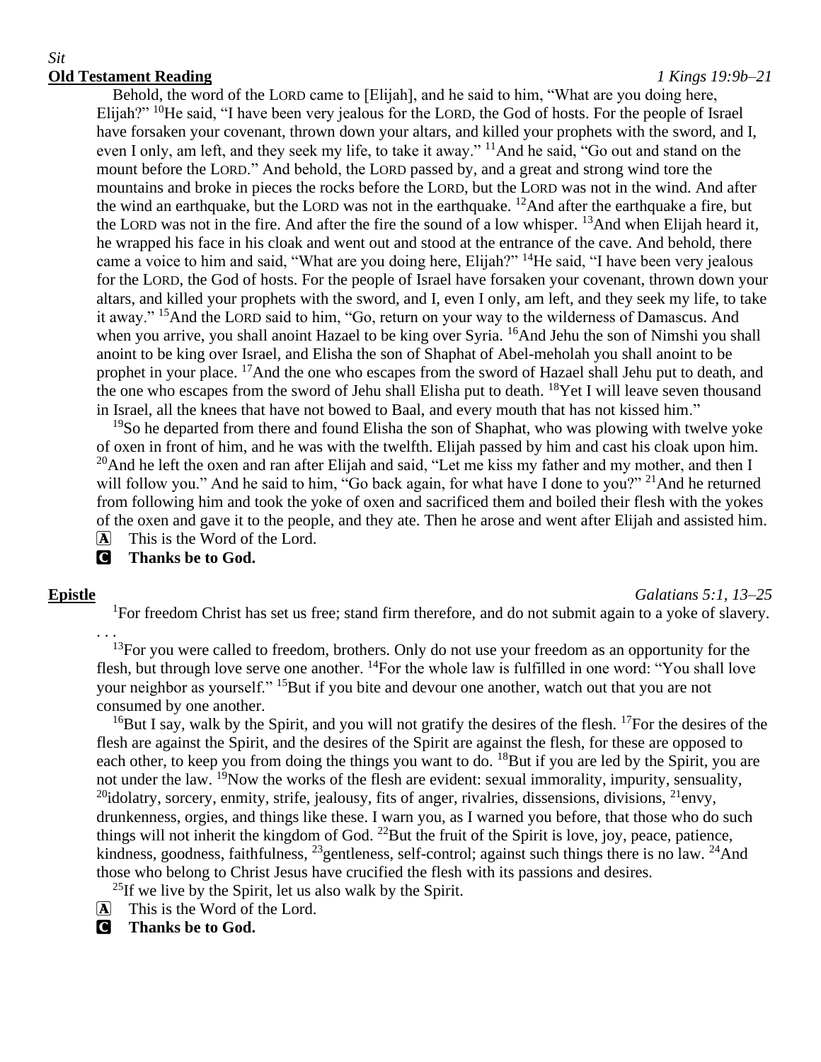*Sit*

**Old Testament Reading** *1 Kings 19:9b–21*

Behold, the word of the LORD came to [Elijah], and he said to him, "What are you doing here, Elijah?" [10]He said, "I have been very jealous for the LORD, the God of hosts. For the people of Israel have forsaken your covenant, thrown down your altars, and killed your prophets with the sword, and I, even I only, am left, and they seek my life, to take it away." [11]And he said, "Go out and stand on the mount before the LORD." And behold, the LORD passed by, and a great and strong wind tore the mountains and broke in pieces the rocks before the LORD, but the LORD was not in the wind. And after the wind an earthquake, but the LORD was not in the earthquake. [12]And after the earthquake a fire, but the LORD was not in the fire. And after the fire the sound of a low whisper. [13]And when Elijah heard it, he wrapped his face in his cloak and went out and stood at the entrance of the cave. And behold, there came a voice to him and said, "What are you doing here, Elijah?" [14]He said, "I have been very jealous for the LORD, the God of hosts. For the people of Israel have forsaken your covenant, thrown down your altars, and killed your prophets with the sword, and I, even I only, am left, and they seek my life, to take it away." [15]And the LORD said to him, "Go, return on your way to the wilderness of Damascus. And when you arrive, you shall anoint Hazael to be king over Syria. [16]And Jehu the son of Nimshi you shall anoint to be king over Israel, and Elisha the son of Shaphat of Abel-meholah you shall anoint to be prophet in your place. [17]And the one who escapes from the sword of Hazael shall Jehu put to death, and the one who escapes from the sword of Jehu shall Elisha put to death. [18]Yet I will leave seven thousand in Israel, all the knees that have not bowed to Baal, and every mouth that has not kissed him."

[19]So he departed from there and found Elisha the son of Shaphat, who was plowing with twelve yoke of oxen in front of him, and he was with the twelfth. Elijah passed by him and cast his cloak upon him. [20]And he left the oxen and ran after Elijah and said, "Let me kiss my father and my mother, and then I will follow you." And he said to him, "Go back again, for what have I done to you?" [21]And he returned from following him and took the yoke of oxen and sacrificed them and boiled their flesh with the yokes of the oxen and gave it to the people, and they ate. Then he arose and went after Elijah and assisted him.

A This is the Word of the Lord.

C **Thanks be to God.**

**Epistle** *Galatians 5:1, 13–25*

[1]For freedom Christ has set us free; stand firm therefore, and do not submit again to a yoke of slavery. . . .

[13]For you were called to freedom, brothers. Only do not use your freedom as an opportunity for the flesh, but through love serve one another. [14]For the whole law is fulfilled in one word: "You shall love your neighbor as yourself." [15]But if you bite and devour one another, watch out that you are not consumed by one another.

[16]But I say, walk by the Spirit, and you will not gratify the desires of the flesh. [17]For the desires of the flesh are against the Spirit, and the desires of the Spirit are against the flesh, for these are opposed to each other, to keep you from doing the things you want to do. [18]But if you are led by the Spirit, you are not under the law. [19]Now the works of the flesh are evident: sexual immorality, impurity, sensuality, [20]idolatry, sorcery, enmity, strife, jealousy, fits of anger, rivalries, dissensions, divisions, [21]envy, drunkenness, orgies, and things like these. I warn you, as I warned you before, that those who do such things will not inherit the kingdom of God. [22]But the fruit of the Spirit is love, joy, peace, patience, kindness, goodness, faithfulness, [23]gentleness, self-control; against such things there is no law. [24]And those who belong to Christ Jesus have crucified the flesh with its passions and desires.

[25]If we live by the Spirit, let us also walk by the Spirit.

A This is the Word of the Lord.

C **Thanks be to God.**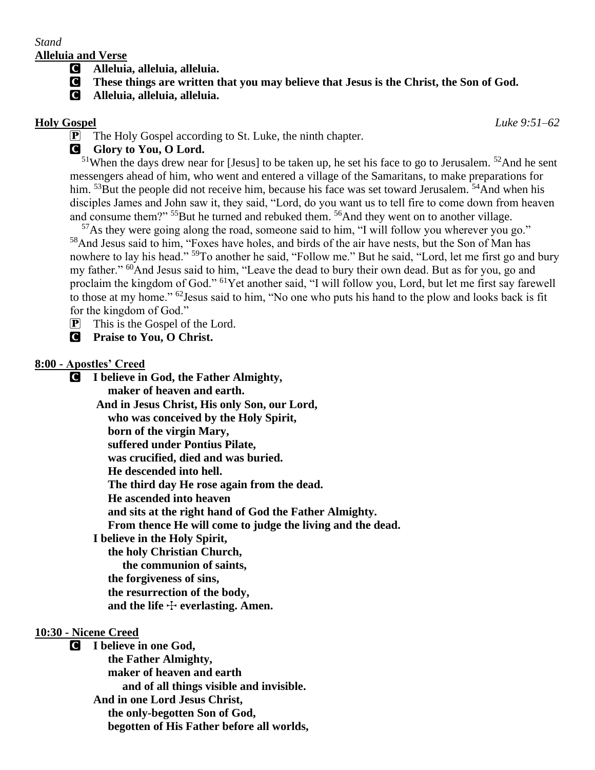*Stand*

**Alleluia and Verse**

C **Alleluia, alleluia, alleluia.**

C **These things are written that you may believe that Jesus is the Christ, the Son of God.**

C **Alleluia, alleluia, alleluia.**

**Holy Gospel** *Luke 9:51–62*

P The Holy Gospel according to St. Luke, the ninth chapter.

C **Glory to You, O Lord.**

[51]When the days drew near for [Jesus] to be taken up, he set his face to go to Jerusalem. [52]And he sent messengers ahead of him, who went and entered a village of the Samaritans, to make preparations for him. [53]But the people did not receive him, because his face was set toward Jerusalem. [54]And when his disciples James and John saw it, they said, "Lord, do you want us to tell fire to come down from heaven and consume them?" [55]But he turned and rebuked them. [56]And they went on to another village.

[57]As they were going along the road, someone said to him, "I will follow you wherever you go." [58]And Jesus said to him, "Foxes have holes, and birds of the air have nests, but the Son of Man has nowhere to lay his head." [59]To another he said, "Follow me." But he said, "Lord, let me first go and bury my father." [60]And Jesus said to him, "Leave the dead to bury their own dead. But as for you, go and proclaim the kingdom of God." [61]Yet another said, "I will follow you, Lord, but let me first say farewell to those at my home." [62]Jesus said to him, "No one who puts his hand to the plow and looks back is fit for the kingdom of God."

P This is the Gospel of the Lord.

C **Praise to You, O Christ.**

**8:00 - Apostles' Creed**

C **I believe in God, the Father Almighty,**
**maker of heaven and earth.**
**And in Jesus Christ, His only Son, our Lord,**
**who was conceived by the Holy Spirit,**
**born of the virgin Mary,**
**suffered under Pontius Pilate,**
**was crucified, died and was buried.**
**He descended into hell.**
**The third day He rose again from the dead.**
**He ascended into heaven**
**and sits at the right hand of God the Father Almighty.**
**From thence He will come to judge the living and the dead.**
**I believe in the Holy Spirit,**
**the holy Christian Church,**
**the communion of saints,**
**the forgiveness of sins,**
**the resurrection of the body,**
**and the life ☩ everlasting. Amen.**

**10:30 - Nicene Creed**

C **I believe in one God,**
**the Father Almighty,**
**maker of heaven and earth**
**and of all things visible and invisible.**
**And in one Lord Jesus Christ,**
**the only-begotten Son of God,**
**begotten of His Father before all worlds,**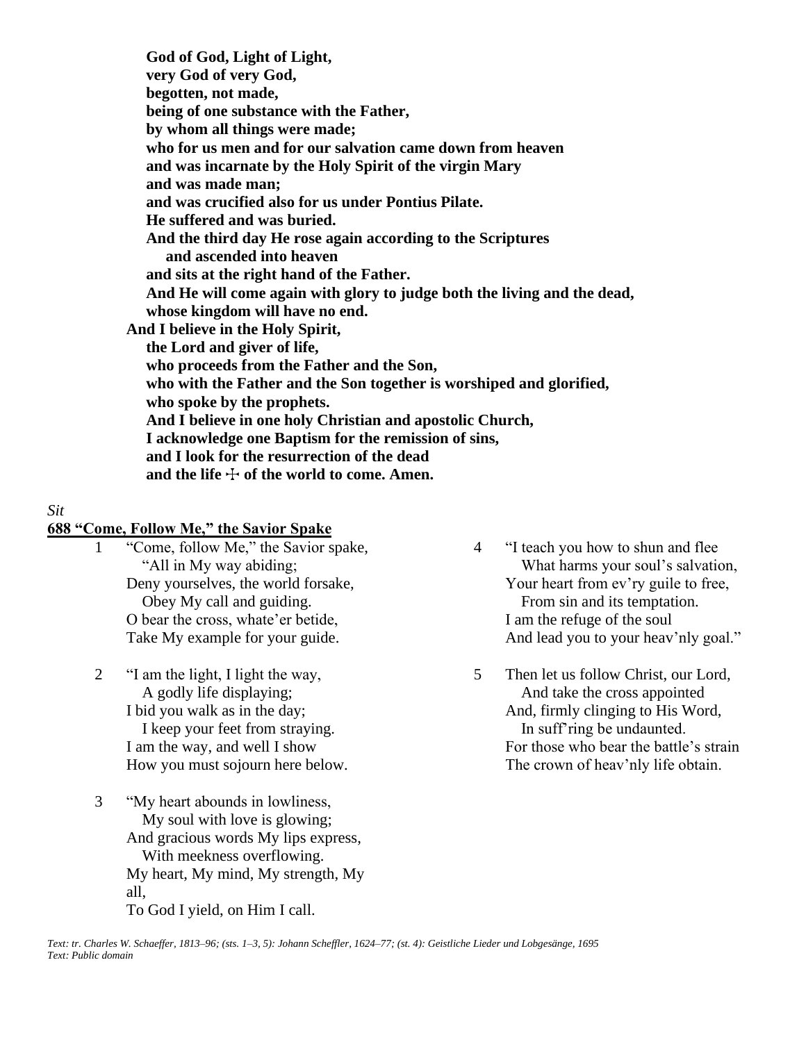**God of God, Light of Light,**
**very God of very God,**
**begotten, not made,**
**being of one substance with the Father,**
**by whom all things were made;**
**who for us men and for our salvation came down from heaven**
**and was incarnate by the Holy Spirit of the virgin Mary**
**and was made man;**
**and was crucified also for us under Pontius Pilate.**
**He suffered and was buried.**
**And the third day He rose again according to the Scriptures**
**and ascended into heaven**
**and sits at the right hand of the Father.**
**And He will come again with glory to judge both the living and the dead,**
**whose kingdom will have no end.**
**And I believe in the Holy Spirit,**
**the Lord and giver of life,**
**who proceeds from the Father and the Son,**
**who with the Father and the Son together is worshiped and glorified,**
**who spoke by the prophets.**
**And I believe in one holy Christian and apostolic Church,**
**I acknowledge one Baptism for the remission of sins,**
**and I look for the resurrection of the dead**
**and the life ☩ of the world to come. Amen.**

*Sit*

**688 "Come, Follow Me," the Savior Spake**

1 "Come, follow Me," the Savior spake,
"All in My way abiding;
Deny yourselves, the world forsake,
Obey My call and guiding.
O bear the cross, whate'er betide,
Take My example for your guide.

2 "I am the light, I light the way,
A godly life displaying;
I bid you walk as in the day;
I keep your feet from straying.
I am the way, and well I show
How you must sojourn here below.

3 "My heart abounds in lowliness,
My soul with love is glowing;
And gracious words My lips express,
With meekness overflowing.
My heart, My mind, My strength, My all,
To God I yield, on Him I call.

4 "I teach you how to shun and flee
What harms your soul's salvation,
Your heart from ev'ry guile to free,
From sin and its temptation.
I am the refuge of the soul
And lead you to your heav'nly goal."

5 Then let us follow Christ, our Lord,
And take the cross appointed
And, firmly clinging to His Word,
In suff'ring be undaunted.
For those who bear the battle's strain
The crown of heav'nly life obtain.

*Text: tr. Charles W. Schaeffer, 1813–96; (sts. 1–3, 5): Johann Scheffler, 1624–77; (st. 4): Geistliche Lieder und Lobgesänge, 1695*
*Text: Public domain*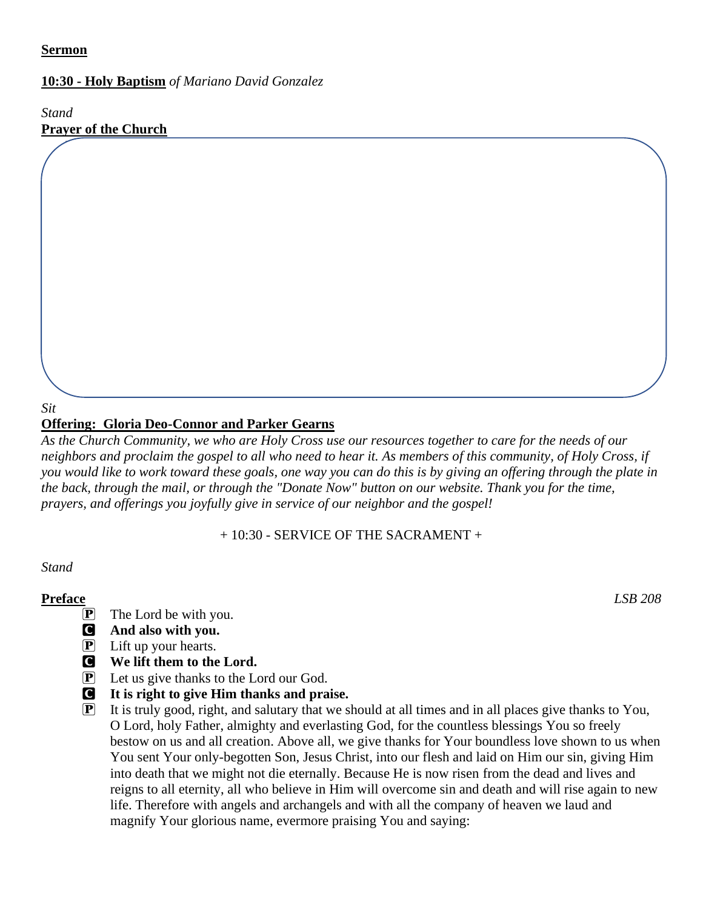**Sermon**

**10:30 - Holy Baptism** *of Mariano David Gonzalez*

*Stand*

**Prayer of the Church**

*Sit*

**Offering: Gloria Deo-Connor and Parker Gearns**

*As the Church Community, we who are Holy Cross use our resources together to care for the needs of our neighbors and proclaim the gospel to all who need to hear it. As members of this community, of Holy Cross, if you would like to work toward these goals, one way you can do this is by giving an offering through the plate in the back, through the mail, or through the "Donate Now" button on our website. Thank you for the time, prayers, and offerings you joyfully give in service of our neighbor and the gospel!*

+ 10:30 - SERVICE OF THE SACRAMENT +

*Stand*

**Preface** *LSB 208*

P The Lord be with you.

C **And also with you.**

P Lift up your hearts.

C **We lift them to the Lord.**

P Let us give thanks to the Lord our God.

C **It is right to give Him thanks and praise.**

P It is truly good, right, and salutary that we should at all times and in all places give thanks to You, O Lord, holy Father, almighty and everlasting God, for the countless blessings You so freely bestow on us and all creation. Above all, we give thanks for Your boundless love shown to us when You sent Your only-begotten Son, Jesus Christ, into our flesh and laid on Him our sin, giving Him into death that we might not die eternally. Because He is now risen from the dead and lives and reigns to all eternity, all who believe in Him will overcome sin and death and will rise again to new life. Therefore with angels and archangels and with all the company of heaven we laud and magnify Your glorious name, evermore praising You and saying: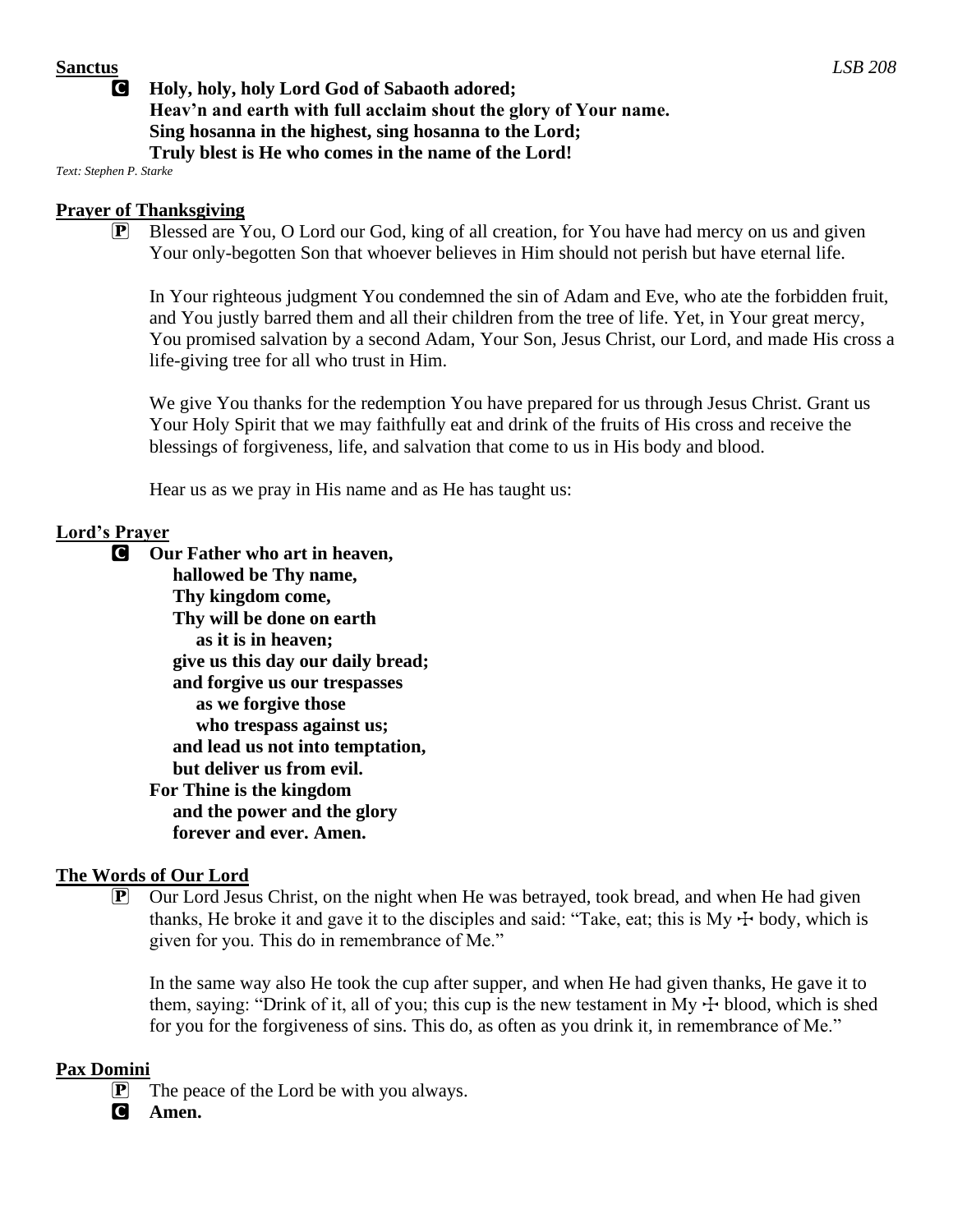**Sanctus** *LSB 208*

**C** **Holy, holy, holy Lord God of Sabaoth adored;**
**Heav'n and earth with full acclaim shout the glory of Your name.**
**Sing hosanna in the highest, sing hosanna to the Lord;**
**Truly blest is He who comes in the name of the Lord!**

*Text: Stephen P. Starke*

**Prayer of Thanksgiving**

**P** Blessed are You, O Lord our God, king of all creation, for You have had mercy on us and given Your only-begotten Son that whoever believes in Him should not perish but have eternal life.

In Your righteous judgment You condemned the sin of Adam and Eve, who ate the forbidden fruit, and You justly barred them and all their children from the tree of life. Yet, in Your great mercy, You promised salvation by a second Adam, Your Son, Jesus Christ, our Lord, and made His cross a life-giving tree for all who trust in Him.

We give You thanks for the redemption You have prepared for us through Jesus Christ. Grant us Your Holy Spirit that we may faithfully eat and drink of the fruits of His cross and receive the blessings of forgiveness, life, and salvation that come to us in His body and blood.

Hear us as we pray in His name and as He has taught us:

**Lord's Prayer**

**C** **Our Father who art in heaven,**
**hallowed be Thy name,**
**Thy kingdom come,**
**Thy will be done on earth**
**as it is in heaven;**
**give us this day our daily bread;**
**and forgive us our trespasses**
**as we forgive those**
**who trespass against us;**
**and lead us not into temptation,**
**but deliver us from evil.**
**For Thine is the kingdom**
**and the power and the glory**
**forever and ever. Amen.**

**The Words of Our Lord**

**P** Our Lord Jesus Christ, on the night when He was betrayed, took bread, and when He had given thanks, He broke it and gave it to the disciples and said: "Take, eat; this is My ☩ body, which is given for you. This do in remembrance of Me."

In the same way also He took the cup after supper, and when He had given thanks, He gave it to them, saying: "Drink of it, all of you; this cup is the new testament in My ☩ blood, which is shed for you for the forgiveness of sins. This do, as often as you drink it, in remembrance of Me."

**Pax Domini**

**P** The peace of the Lord be with you always.

**C** **Amen.**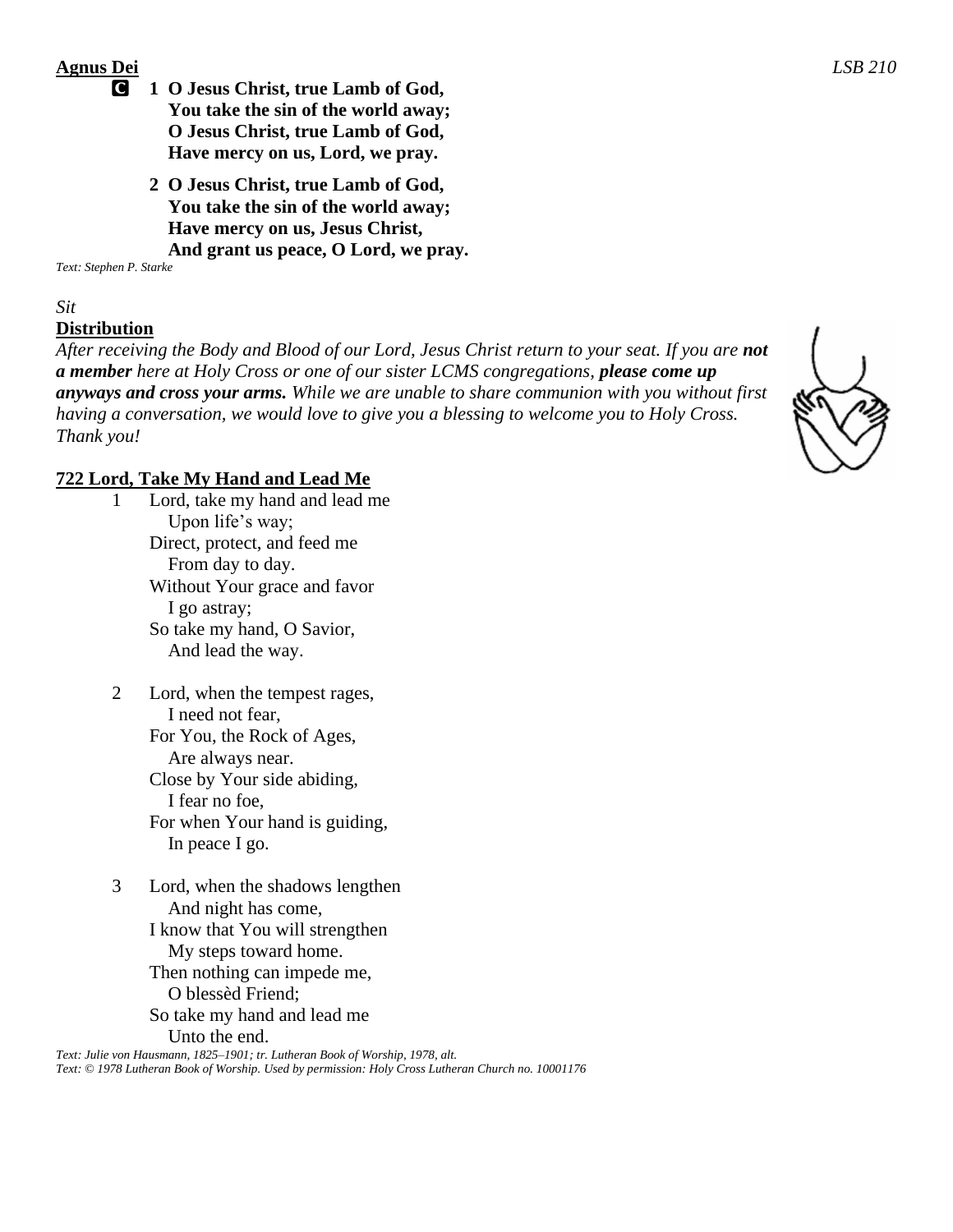**Agnus Dei** *LSB 210*

**C** **1 O Jesus Christ, true Lamb of God,**
**You take the sin of the world away;**
**O Jesus Christ, true Lamb of God,**
**Have mercy on us, Lord, we pray.**

**2 O Jesus Christ, true Lamb of God,**
**You take the sin of the world away;**
**Have mercy on us, Jesus Christ,**
**And grant us peace, O Lord, we pray.**

*Text: Stephen P. Starke*

*Sit*

**Distribution**

*After receiving the Body and Blood of our Lord, Jesus Christ return to your seat. If you are* ***not a member*** *here at Holy Cross or one of our sister LCMS congregations,* ***please come up anyways and cross your arms.*** *While we are unable to share communion with you without first having a conversation, we would love to give you a blessing to welcome you to Holy Cross. Thank you!*

**722 Lord, Take My Hand and Lead Me**

1 Lord, take my hand and lead me
Upon life's way;
Direct, protect, and feed me
From day to day.
Without Your grace and favor
I go astray;
So take my hand, O Savior,
And lead the way.

2 Lord, when the tempest rages,
I need not fear,
For You, the Rock of Ages,
Are always near.
Close by Your side abiding,
I fear no foe,
For when Your hand is guiding,
In peace I go.

3 Lord, when the shadows lengthen
And night has come,
I know that You will strengthen
My steps toward home.
Then nothing can impede me,
O blessèd Friend;
So take my hand and lead me
Unto the end.

*Text: Julie von Hausmann, 1825–1901; tr. Lutheran Book of Worship, 1978, alt.*
*Text: © 1978 Lutheran Book of Worship. Used by permission: Holy Cross Lutheran Church no. 10001176*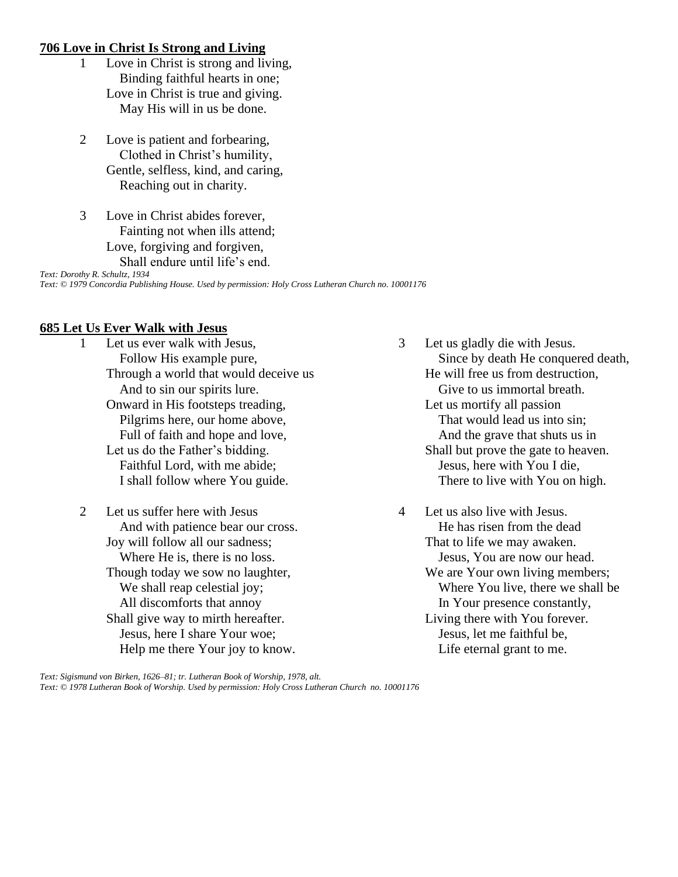**706 Love in Christ Is Strong and Living**

1 Love in Christ is strong and living,
  Binding faithful hearts in one;
Love in Christ is true and giving.
  May His will in us be done.

2 Love is patient and forbearing,
  Clothed in Christ's humility,
Gentle, selfless, kind, and caring,
  Reaching out in charity.

3 Love in Christ abides forever,
  Fainting not when ills attend;
Love, forgiving and forgiven,
  Shall endure until life's end.

*Text: Dorothy R. Schultz, 1934*
*Text: © 1979 Concordia Publishing House. Used by permission: Holy Cross Lutheran Church no. 10001176*

**685 Let Us Ever Walk with Jesus**

1 Let us ever walk with Jesus,
  Follow His example pure,
Through a world that would deceive us
  And to sin our spirits lure.
Onward in His footsteps treading,
  Pilgrims here, our home above,
  Full of faith and hope and love,
Let us do the Father's bidding.
  Faithful Lord, with me abide;
  I shall follow where You guide.

2 Let us suffer here with Jesus
  And with patience bear our cross.
Joy will follow all our sadness;
  Where He is, there is no loss.
Though today we sow no laughter,
  We shall reap celestial joy;
  All discomforts that annoy
Shall give way to mirth hereafter.
  Jesus, here I share Your woe;
  Help me there Your joy to know.

3 Let us gladly die with Jesus.
  Since by death He conquered death,
He will free us from destruction,
  Give to us immortal breath.
Let us mortify all passion
  That would lead us into sin;
  And the grave that shuts us in
Shall but prove the gate to heaven.
  Jesus, here with You I die,
  There to live with You on high.

4 Let us also live with Jesus.
  He has risen from the dead
That to life we may awaken.
  Jesus, You are now our head.
We are Your own living members;
  Where You live, there we shall be
  In Your presence constantly,
Living there with You forever.
  Jesus, let me faithful be,
  Life eternal grant to me.

*Text: Sigismund von Birken, 1626–81; tr. Lutheran Book of Worship, 1978, alt.*
*Text: © 1978 Lutheran Book of Worship. Used by permission: Holy Cross Lutheran Church no. 10001176*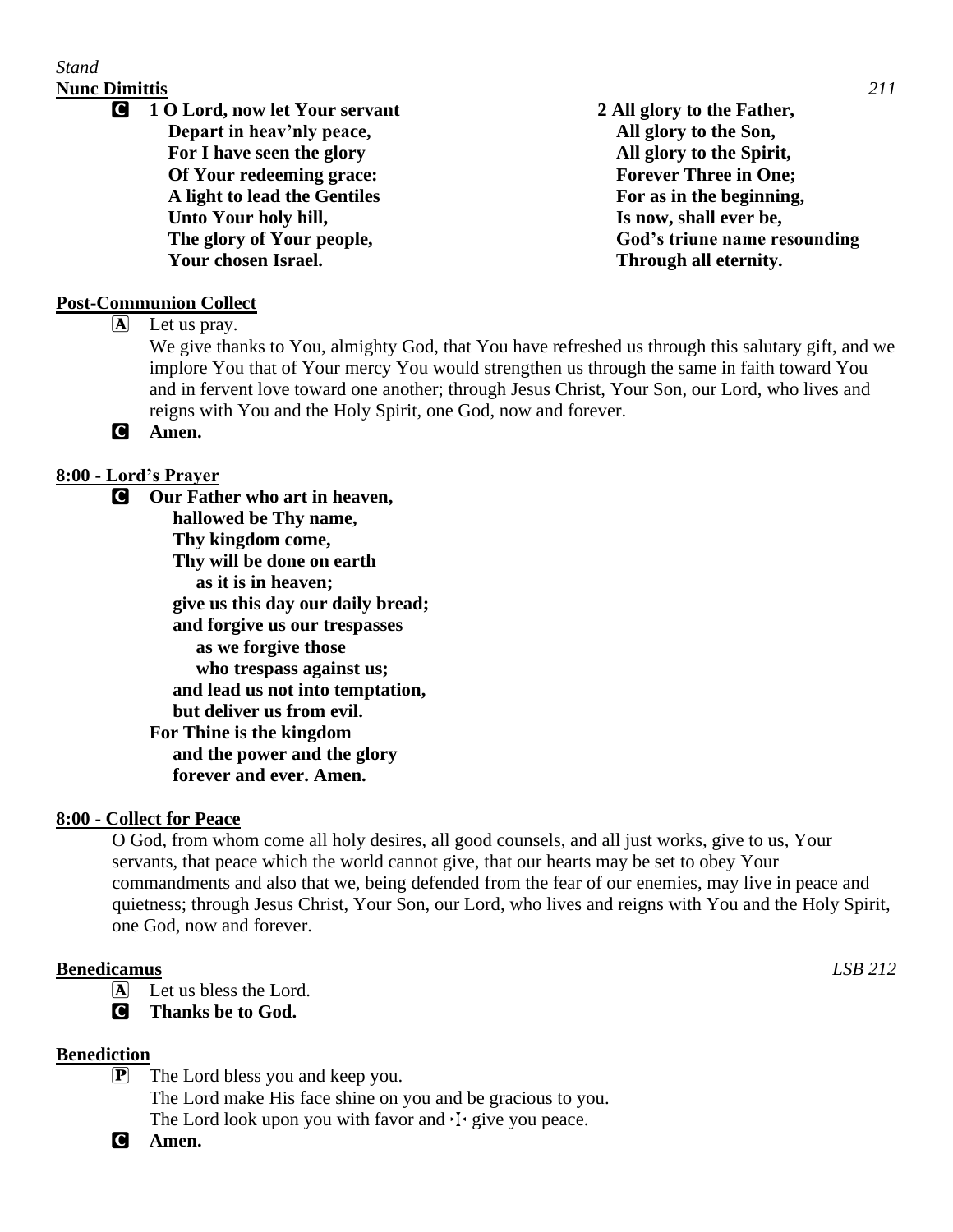*Stand*

**Nunc Dimittis** *211*

C **1 O Lord, now let Your servant**
**Depart in heav'nly peace,**
**For I have seen the glory**
**Of Your redeeming grace:**
**A light to lead the Gentiles**
**Unto Your holy hill,**
**The glory of Your people,**
**Your chosen Israel.**

**2 All glory to the Father,**
**All glory to the Son,**
**All glory to the Spirit,**
**Forever Three in One;**
**For as in the beginning,**
**Is now, shall ever be,**
**God's triune name resounding**
**Through all eternity.**

**Post-Communion Collect**

A Let us pray.
We give thanks to You, almighty God, that You have refreshed us through this salutary gift, and we implore You that of Your mercy You would strengthen us through the same in faith toward You and in fervent love toward one another; through Jesus Christ, Your Son, our Lord, who lives and reigns with You and the Holy Spirit, one God, now and forever.

C **Amen.**

**8:00 - Lord's Prayer**

C **Our Father who art in heaven,**
**hallowed be Thy name,**
**Thy kingdom come,**
**Thy will be done on earth**
**as it is in heaven;**
**give us this day our daily bread;**
**and forgive us our trespasses**
**as we forgive those**
**who trespass against us;**
**and lead us not into temptation,**
**but deliver us from evil.**
**For Thine is the kingdom**
**and the power and the glory**
**forever and ever. Amen.**

**8:00 - Collect for Peace**

O God, from whom come all holy desires, all good counsels, and all just works, give to us, Your servants, that peace which the world cannot give, that our hearts may be set to obey Your commandments and also that we, being defended from the fear of our enemies, may live in peace and quietness; through Jesus Christ, Your Son, our Lord, who lives and reigns with You and the Holy Spirit, one God, now and forever.

**Benedicamus** *LSB 212*

A Let us bless the Lord.

C **Thanks be to God.**

**Benediction**

P The Lord bless you and keep you.
The Lord make His face shine on you and be gracious to you.
The Lord look upon you with favor and ☩ give you peace.

C **Amen.**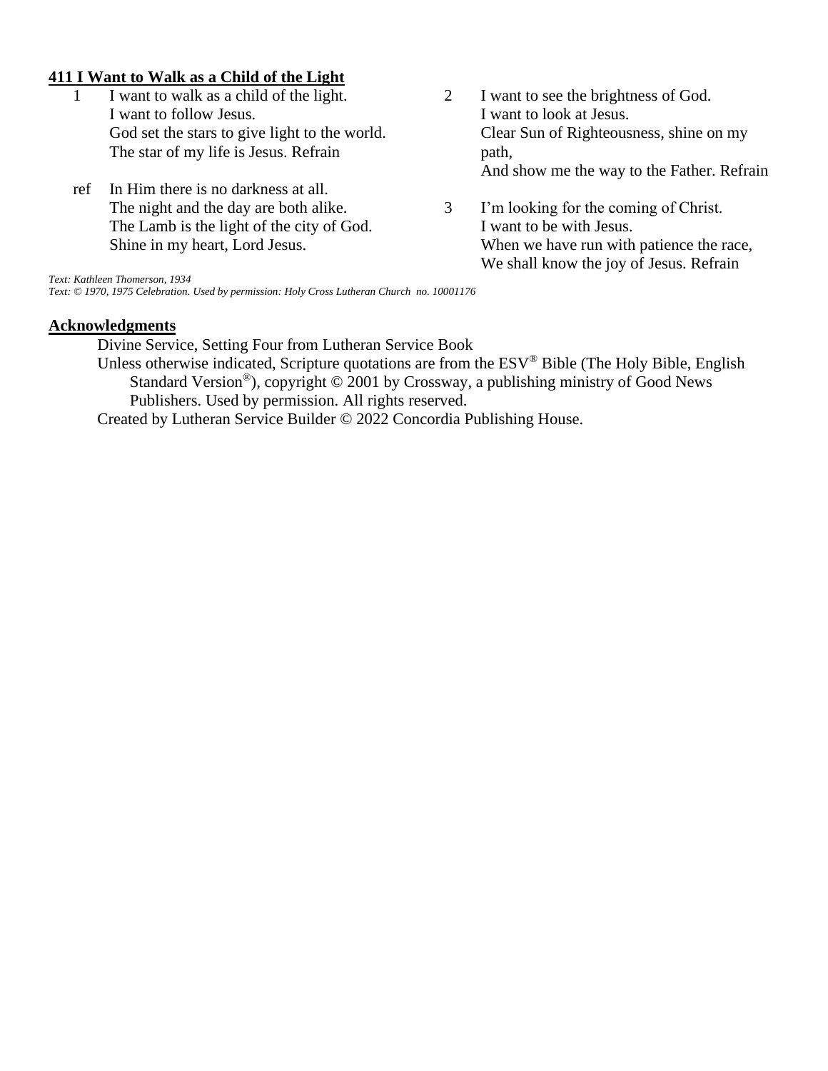**411 I Want to Walk as a Child of the Light**

1 I want to walk as a child of the light.
I want to follow Jesus.
God set the stars to give light to the world.
The star of my life is Jesus. Refrain

ref In Him there is no darkness at all.
The night and the day are both alike.
The Lamb is the light of the city of God.
Shine in my heart, Lord Jesus.

2 I want to see the brightness of God.
I want to look at Jesus.
Clear Sun of Righteousness, shine on my path,
And show me the way to the Father. Refrain

3 I'm looking for the coming of Christ.
I want to be with Jesus.
When we have run with patience the race,
We shall know the joy of Jesus. Refrain

*Text: Kathleen Thomerson, 1934*
*Text: © 1970, 1975 Celebration. Used by permission: Holy Cross Lutheran Church no. 10001176*

**Acknowledgments**

Divine Service, Setting Four from Lutheran Service Book

Unless otherwise indicated, Scripture quotations are from the ESV® Bible (The Holy Bible, English Standard Version®), copyright © 2001 by Crossway, a publishing ministry of Good News Publishers. Used by permission. All rights reserved.

Created by Lutheran Service Builder © 2022 Concordia Publishing House.